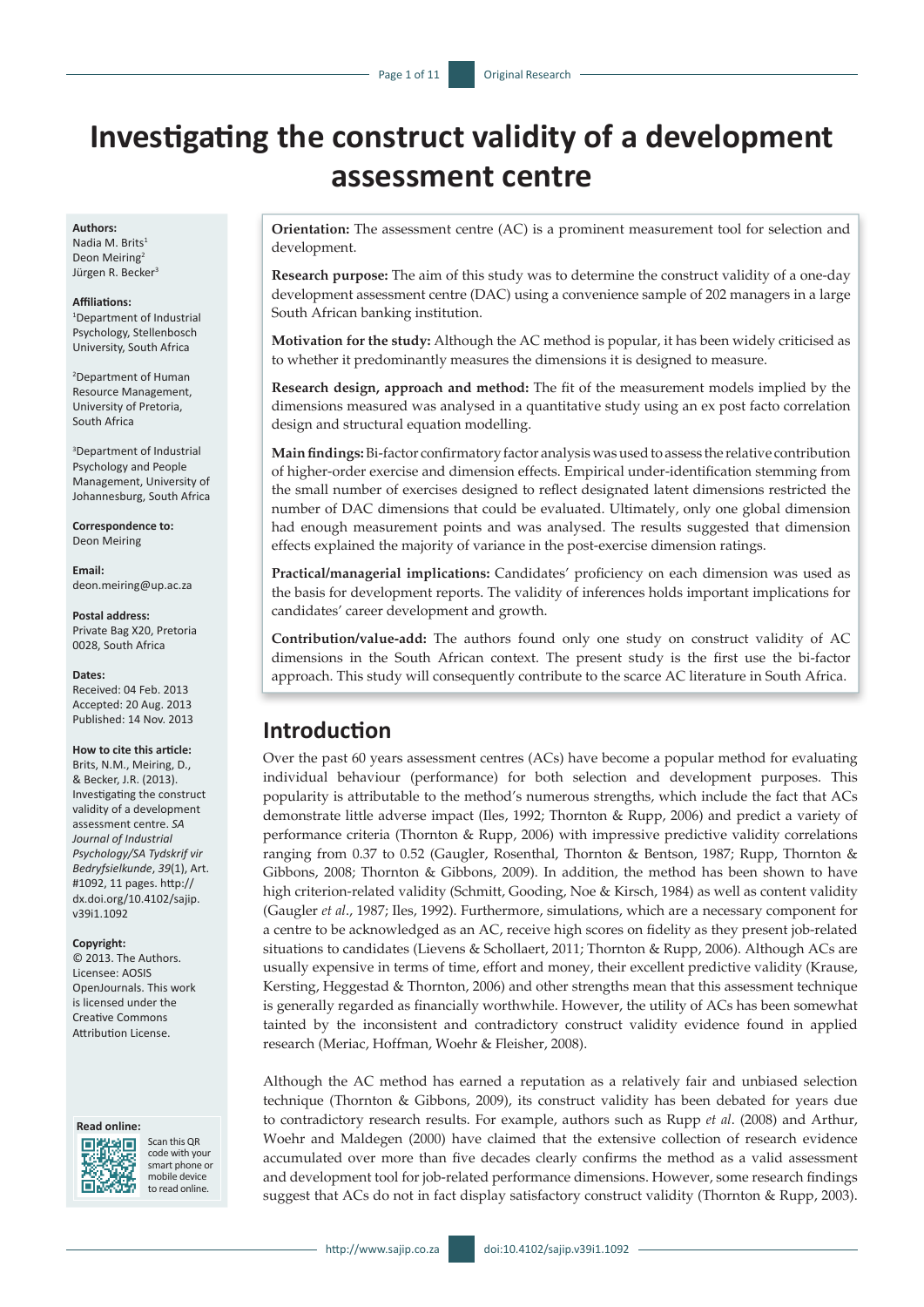# Investigating the construct validity of a development assessment centre

**Authors:**
Nadia M. Brits[1]
Deon Meiring[2]
Jürgen R. Becker[3]

**Affiliations:**
[1]Department of Industrial Psychology, Stellenbosch University, South Africa

[2]Department of Human Resource Management, University of Pretoria, South Africa

[3]Department of Industrial Psychology and People Management, University of Johannesburg, South Africa

**Correspondence to:**
Deon Meiring

**Email:**
deon.meiring@up.ac.za

**Postal address:**
Private Bag X20, Pretoria 0028, South Africa

**Dates:**
Received: 04 Feb. 2013
Accepted: 20 Aug. 2013
Published: 14 Nov. 2013

**How to cite this article:**
Brits, N.M., Meiring, D., & Becker, J.R. (2013). Investigating the construct validity of a development assessment centre. *SA Journal of Industrial Psychology/SA Tydskrif vir Bedryfsielkunde*, *39*(1), Art. #1092, 11 pages. http://dx.doi.org/10.4102/sajip.v39i1.1092

**Copyright:**
© 2013. The Authors. Licensee: AOSIS OpenJournals. This work is licensed under the Creative Commons Attribution License.

**Read online:**
Scan this QR code with your smart phone or mobile device to read online.

**Orientation:** The assessment centre (AC) is a prominent measurement tool for selection and development.

**Research purpose:** The aim of this study was to determine the construct validity of a one-day development assessment centre (DAC) using a convenience sample of 202 managers in a large South African banking institution.

**Motivation for the study:** Although the AC method is popular, it has been widely criticised as to whether it predominantly measures the dimensions it is designed to measure.

**Research design, approach and method:** The fit of the measurement models implied by the dimensions measured was analysed in a quantitative study using an ex post facto correlation design and structural equation modelling.

**Main findings:** Bi-factor confirmatory factor analysis was used to assess the relative contribution of higher-order exercise and dimension effects. Empirical under-identification stemming from the small number of exercises designed to reflect designated latent dimensions restricted the number of DAC dimensions that could be evaluated. Ultimately, only one global dimension had enough measurement points and was analysed. The results suggested that dimension effects explained the majority of variance in the post-exercise dimension ratings.

**Practical/managerial implications:** Candidates' proficiency on each dimension was used as the basis for development reports. The validity of inferences holds important implications for candidates' career development and growth.

**Contribution/value-add:** The authors found only one study on construct validity of AC dimensions in the South African context. The present study is the first use the bi-factor approach. This study will consequently contribute to the scarce AC literature in South Africa.

## Introduction

Over the past 60 years assessment centres (ACs) have become a popular method for evaluating individual behaviour (performance) for both selection and development purposes. This popularity is attributable to the method's numerous strengths, which include the fact that ACs demonstrate little adverse impact (Iles, 1992; Thornton & Rupp, 2006) and predict a variety of performance criteria (Thornton & Rupp, 2006) with impressive predictive validity correlations ranging from 0.37 to 0.52 (Gaugler, Rosenthal, Thornton & Bentson, 1987; Rupp, Thornton & Gibbons, 2008; Thornton & Gibbons, 2009). In addition, the method has been shown to have high criterion-related validity (Schmitt, Gooding, Noe & Kirsch, 1984) as well as content validity (Gaugler *et al*., 1987; Iles, 1992). Furthermore, simulations, which are a necessary component for a centre to be acknowledged as an AC, receive high scores on fidelity as they present job-related situations to candidates (Lievens & Schollaert, 2011; Thornton & Rupp, 2006). Although ACs are usually expensive in terms of time, effort and money, their excellent predictive validity (Krause, Kersting, Heggestad & Thornton, 2006) and other strengths mean that this assessment technique is generally regarded as financially worthwhile. However, the utility of ACs has been somewhat tainted by the inconsistent and contradictory construct validity evidence found in applied research (Meriac, Hoffman, Woehr & Fleisher, 2008).

Although the AC method has earned a reputation as a relatively fair and unbiased selection technique (Thornton & Gibbons, 2009), its construct validity has been debated for years due to contradictory research results. For example, authors such as Rupp *et al*. (2008) and Arthur, Woehr and Maldegen (2000) have claimed that the extensive collection of research evidence accumulated over more than five decades clearly confirms the method as a valid assessment and development tool for job-related performance dimensions. However, some research findings suggest that ACs do not in fact display satisfactory construct validity (Thornton & Rupp, 2003).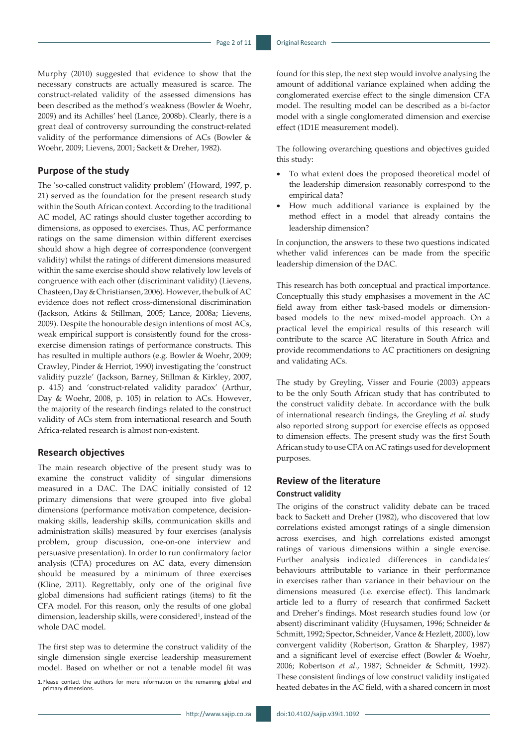Murphy (2010) suggested that evidence to show that the necessary constructs are actually measured is scarce. The construct-related validity of the assessed dimensions has been described as the method's weakness (Bowler & Woehr, 2009) and its Achilles' heel (Lance, 2008b). Clearly, there is a great deal of controversy surrounding the construct-related validity of the performance dimensions of ACs (Bowler & Woehr, 2009; Lievens, 2001; Sackett & Dreher, 1982).

## Purpose of the study

The 'so-called construct validity problem' (Howard, 1997, p. 21) served as the foundation for the present research study within the South African context. According to the traditional AC model, AC ratings should cluster together according to dimensions, as opposed to exercises. Thus, AC performance ratings on the same dimension within different exercises should show a high degree of correspondence (convergent validity) whilst the ratings of different dimensions measured within the same exercise should show relatively low levels of congruence with each other (discriminant validity) (Lievens, Chasteen, Day & Christiansen, 2006). However, the bulk of AC evidence does not reflect cross-dimensional discrimination (Jackson, Atkins & Stillman, 2005; Lance, 2008a; Lievens, 2009). Despite the honourable design intentions of most ACs, weak empirical support is consistently found for the cross-exercise dimension ratings of performance constructs. This has resulted in multiple authors (e.g. Bowler & Woehr, 2009; Crawley, Pinder & Herriot, 1990) investigating the 'construct validity puzzle' (Jackson, Barney, Stillman & Kirkley, 2007, p. 415) and 'construct-related validity paradox' (Arthur, Day & Woehr, 2008, p. 105) in relation to ACs. However, the majority of the research findings related to the construct validity of ACs stem from international research and South Africa-related research is almost non-existent.

## Research objectives

The main research objective of the present study was to examine the construct validity of singular dimensions measured in a DAC. The DAC initially consisted of 12 primary dimensions that were grouped into five global dimensions (performance motivation competence, decision-making skills, leadership skills, communication skills and administration skills) measured by four exercises (analysis problem, group discussion, one-on-one interview and persuasive presentation). In order to run confirmatory factor analysis (CFA) procedures on AC data, every dimension should be measured by a minimum of three exercises (Kline, 2011). Regrettably, only one of the original five global dimensions had sufficient ratings (items) to fit the CFA model. For this reason, only the results of one global dimension, leadership skills, were considered[1], instead of the whole DAC model.

The first step was to determine the construct validity of the single dimension single exercise leadership measurement model. Based on whether or not a tenable model fit was found for this step, the next step would involve analysing the amount of additional variance explained when adding the conglomerated exercise effect to the single dimension CFA model. The resulting model can be described as a bi-factor model with a single conglomerated dimension and exercise effect (1D1E measurement model).

The following overarching questions and objectives guided this study:

- To what extent does the proposed theoretical model of the leadership dimension reasonably correspond to the empirical data?
- How much additional variance is explained by the method effect in a model that already contains the leadership dimension?

In conjunction, the answers to these two questions indicated whether valid inferences can be made from the specific leadership dimension of the DAC.

This research has both conceptual and practical importance. Conceptually this study emphasises a movement in the AC field away from either task-based models or dimension-based models to the new mixed-model approach. On a practical level the empirical results of this research will contribute to the scarce AC literature in South Africa and provide recommendations to AC practitioners on designing and validating ACs.

The study by Greyling, Visser and Fourie (2003) appears to be the only South African study that has contributed to the construct validity debate. In accordance with the bulk of international research findings, the Greyling *et al*. study also reported strong support for exercise effects as opposed to dimension effects. The present study was the first South African study to use CFA on AC ratings used for development purposes.

## Review of the literature

### Construct validity

The origins of the construct validity debate can be traced back to Sackett and Dreher (1982), who discovered that low correlations existed amongst ratings of a single dimension across exercises, and high correlations existed amongst ratings of various dimensions within a single exercise. Further analysis indicated differences in candidates' behaviours attributable to variance in their performance in exercises rather than variance in their behaviour on the dimensions measured (i.e. exercise effect). This landmark article led to a flurry of research that confirmed Sackett and Dreher's findings. Most research studies found low (or absent) discriminant validity (Huysamen, 1996; Schneider & Schmitt, 1992; Spector, Schneider, Vance & Hezlett, 2000), low convergent validity (Robertson, Gratton & Sharpley, 1987) and a significant level of exercise effect (Bowler & Woehr, 2006; Robertson *et al*., 1987; Schneider & Schmitt, 1992). These consistent findings of low construct validity instigated heated debates in the AC field, with a shared concern in most

1. Please contact the authors for more information on the remaining global and primary dimensions.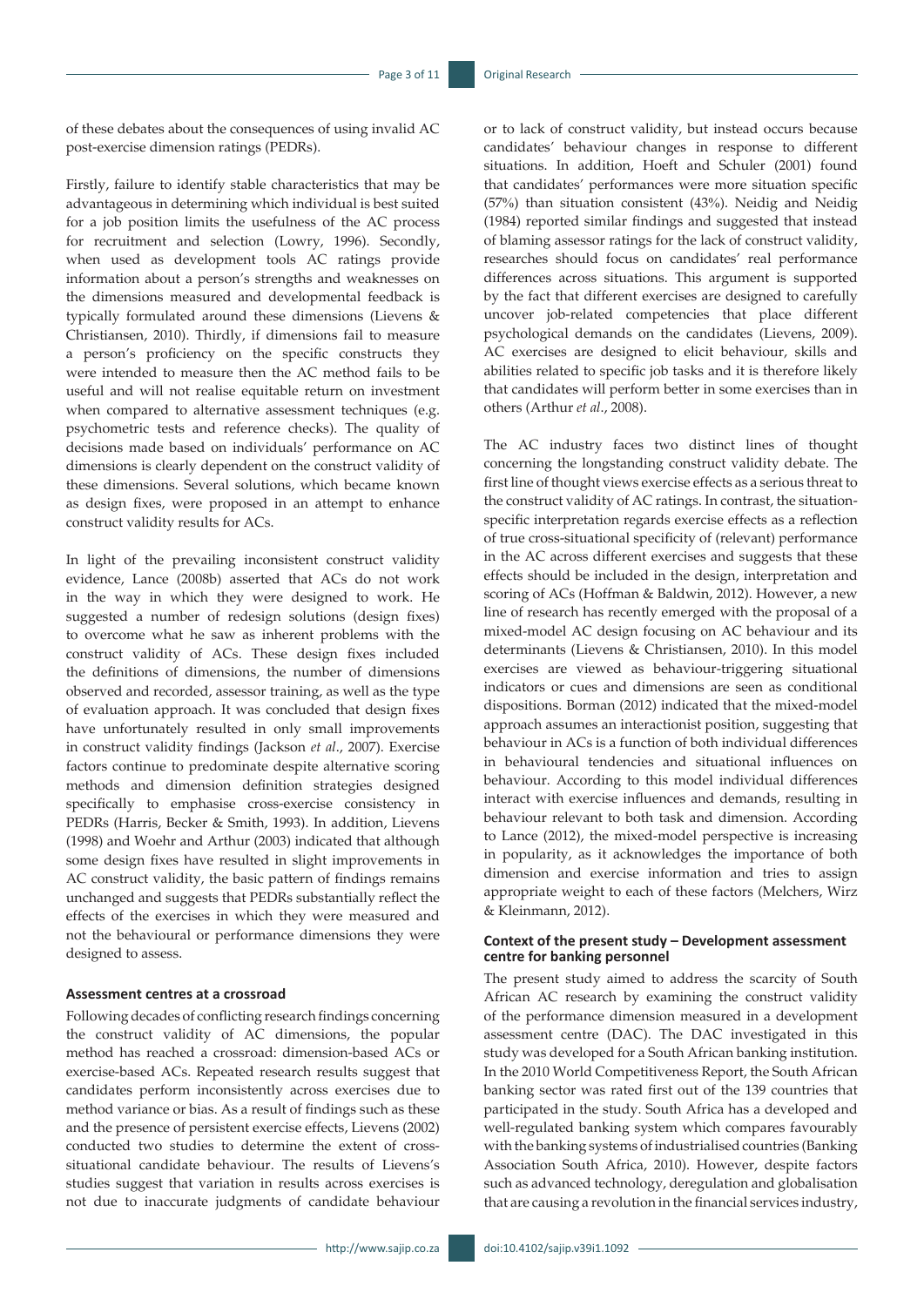of these debates about the consequences of using invalid AC post-exercise dimension ratings (PEDRs).

Firstly, failure to identify stable characteristics that may be advantageous in determining which individual is best suited for a job position limits the usefulness of the AC process for recruitment and selection (Lowry, 1996). Secondly, when used as development tools AC ratings provide information about a person's strengths and weaknesses on the dimensions measured and developmental feedback is typically formulated around these dimensions (Lievens & Christiansen, 2010). Thirdly, if dimensions fail to measure a person's proficiency on the specific constructs they were intended to measure then the AC method fails to be useful and will not realise equitable return on investment when compared to alternative assessment techniques (e.g. psychometric tests and reference checks). The quality of decisions made based on individuals' performance on AC dimensions is clearly dependent on the construct validity of these dimensions. Several solutions, which became known as design fixes, were proposed in an attempt to enhance construct validity results for ACs.

In light of the prevailing inconsistent construct validity evidence, Lance (2008b) asserted that ACs do not work in the way in which they were designed to work. He suggested a number of redesign solutions (design fixes) to overcome what he saw as inherent problems with the construct validity of ACs. These design fixes included the definitions of dimensions, the number of dimensions observed and recorded, assessor training, as well as the type of evaluation approach. It was concluded that design fixes have unfortunately resulted in only small improvements in construct validity findings (Jackson *et al*., 2007). Exercise factors continue to predominate despite alternative scoring methods and dimension definition strategies designed specifically to emphasise cross-exercise consistency in PEDRs (Harris, Becker & Smith, 1993). In addition, Lievens (1998) and Woehr and Arthur (2003) indicated that although some design fixes have resulted in slight improvements in AC construct validity, the basic pattern of findings remains unchanged and suggests that PEDRs substantially reflect the effects of the exercises in which they were measured and not the behavioural or performance dimensions they were designed to assess.

### Assessment centres at a crossroad

Following decades of conflicting research findings concerning the construct validity of AC dimensions, the popular method has reached a crossroad: dimension-based ACs or exercise-based ACs. Repeated research results suggest that candidates perform inconsistently across exercises due to method variance or bias. As a result of findings such as these and the presence of persistent exercise effects, Lievens (2002) conducted two studies to determine the extent of cross-situational candidate behaviour. The results of Lievens's studies suggest that variation in results across exercises is not due to inaccurate judgments of candidate behaviour or to lack of construct validity, but instead occurs because candidates' behaviour changes in response to different situations. In addition, Hoeft and Schuler (2001) found that candidates' performances were more situation specific (57%) than situation consistent (43%). Neidig and Neidig (1984) reported similar findings and suggested that instead of blaming assessor ratings for the lack of construct validity, researches should focus on candidates' real performance differences across situations. This argument is supported by the fact that different exercises are designed to carefully uncover job-related competencies that place different psychological demands on the candidates (Lievens, 2009). AC exercises are designed to elicit behaviour, skills and abilities related to specific job tasks and it is therefore likely that candidates will perform better in some exercises than in others (Arthur *et al*., 2008).

The AC industry faces two distinct lines of thought concerning the longstanding construct validity debate. The first line of thought views exercise effects as a serious threat to the construct validity of AC ratings. In contrast, the situation-specific interpretation regards exercise effects as a reflection of true cross-situational specificity of (relevant) performance in the AC across different exercises and suggests that these effects should be included in the design, interpretation and scoring of ACs (Hoffman & Baldwin, 2012). However, a new line of research has recently emerged with the proposal of a mixed-model AC design focusing on AC behaviour and its determinants (Lievens & Christiansen, 2010). In this model exercises are viewed as behaviour-triggering situational indicators or cues and dimensions are seen as conditional dispositions. Borman (2012) indicated that the mixed-model approach assumes an interactionist position, suggesting that behaviour in ACs is a function of both individual differences in behavioural tendencies and situational influences on behaviour. According to this model individual differences interact with exercise influences and demands, resulting in behaviour relevant to both task and dimension. According to Lance (2012), the mixed-model perspective is increasing in popularity, as it acknowledges the importance of both dimension and exercise information and tries to assign appropriate weight to each of these factors (Melchers, Wirz & Kleinmann, 2012).

### Context of the present study – Development assessment centre for banking personnel

The present study aimed to address the scarcity of South African AC research by examining the construct validity of the performance dimension measured in a development assessment centre (DAC). The DAC investigated in this study was developed for a South African banking institution. In the 2010 World Competitiveness Report, the South African banking sector was rated first out of the 139 countries that participated in the study. South Africa has a developed and well-regulated banking system which compares favourably with the banking systems of industrialised countries (Banking Association South Africa, 2010). However, despite factors such as advanced technology, deregulation and globalisation that are causing a revolution in the financial services industry,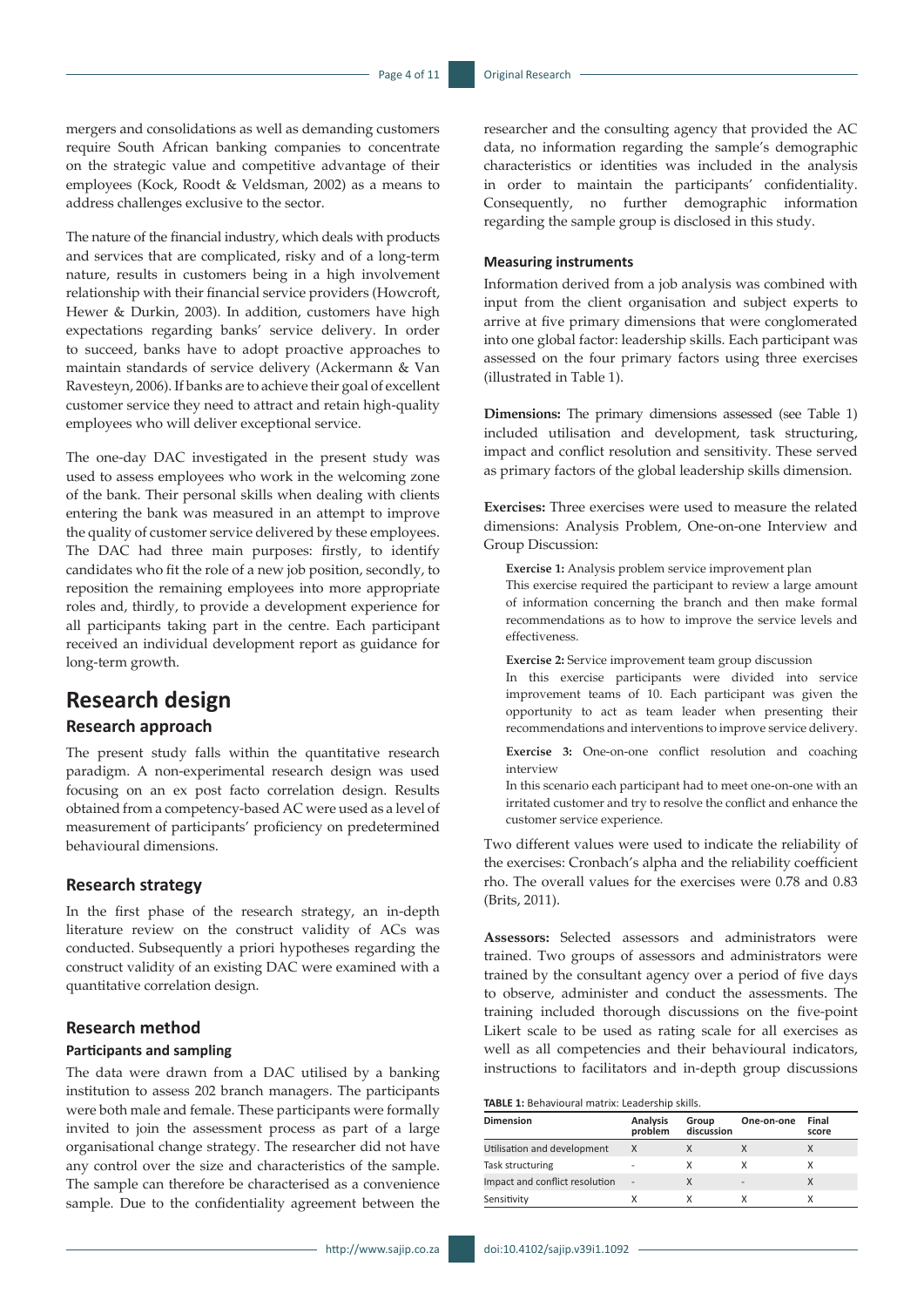mergers and consolidations as well as demanding customers require South African banking companies to concentrate on the strategic value and competitive advantage of their employees (Kock, Roodt & Veldsman, 2002) as a means to address challenges exclusive to the sector.

The nature of the financial industry, which deals with products and services that are complicated, risky and of a long-term nature, results in customers being in a high involvement relationship with their financial service providers (Howcroft, Hewer & Durkin, 2003). In addition, customers have high expectations regarding banks' service delivery. In order to succeed, banks have to adopt proactive approaches to maintain standards of service delivery (Ackermann & Van Ravesteyn, 2006). If banks are to achieve their goal of excellent customer service they need to attract and retain high-quality employees who will deliver exceptional service.

The one-day DAC investigated in the present study was used to assess employees who work in the welcoming zone of the bank. Their personal skills when dealing with clients entering the bank was measured in an attempt to improve the quality of customer service delivered by these employees. The DAC had three main purposes: firstly, to identify candidates who fit the role of a new job position, secondly, to reposition the remaining employees into more appropriate roles and, thirdly, to provide a development experience for all participants taking part in the centre. Each participant received an individual development report as guidance for long-term growth.

# Research design

## Research approach

The present study falls within the quantitative research paradigm. A non-experimental research design was used focusing on an ex post facto correlation design. Results obtained from a competency-based AC were used as a level of measurement of participants' proficiency on predetermined behavioural dimensions.

## Research strategy

In the first phase of the research strategy, an in-depth literature review on the construct validity of ACs was conducted. Subsequently a priori hypotheses regarding the construct validity of an existing DAC were examined with a quantitative correlation design.

## Research method

### Participants and sampling

The data were drawn from a DAC utilised by a banking institution to assess 202 branch managers. The participants were both male and female. These participants were formally invited to join the assessment process as part of a large organisational change strategy. The researcher did not have any control over the size and characteristics of the sample. The sample can therefore be characterised as a convenience sample. Due to the confidentiality agreement between the researcher and the consulting agency that provided the AC data, no information regarding the sample's demographic characteristics or identities was included in the analysis in order to maintain the participants' confidentiality. Consequently, no further demographic information regarding the sample group is disclosed in this study.

### Measuring instruments

Information derived from a job analysis was combined with input from the client organisation and subject experts to arrive at five primary dimensions that were conglomerated into one global factor: leadership skills. Each participant was assessed on the four primary factors using three exercises (illustrated in Table 1).

**Dimensions:** The primary dimensions assessed (see Table 1) included utilisation and development, task structuring, impact and conflict resolution and sensitivity. These served as primary factors of the global leadership skills dimension.

**Exercises:** Three exercises were used to measure the related dimensions: Analysis Problem, One-on-one Interview and Group Discussion:

> **Exercise 1:** Analysis problem service improvement plan
> This exercise required the participant to review a large amount of information concerning the branch and then make formal recommendations as to how to improve the service levels and effectiveness.
>
> **Exercise 2:** Service improvement team group discussion
> In this exercise participants were divided into service improvement teams of 10. Each participant was given the opportunity to act as team leader when presenting their recommendations and interventions to improve service delivery.
>
> **Exercise 3:** One-on-one conflict resolution and coaching interview
> In this scenario each participant had to meet one-on-one with an irritated customer and try to resolve the conflict and enhance the customer service experience.

Two different values were used to indicate the reliability of the exercises: Cronbach's alpha and the reliability coefficient rho. The overall values for the exercises were 0.78 and 0.83 (Brits, 2011).

**Assessors:** Selected assessors and administrators were trained. Two groups of assessors and administrators were trained by the consultant agency over a period of five days to observe, administer and conduct the assessments. The training included thorough discussions on the five-point Likert scale to be used as rating scale for all exercises as well as all competencies and their behavioural indicators, instructions to facilitators and in-depth group discussions

**TABLE 1:** Behavioural matrix: Leadership skills.

| Dimension | Analysis problem | Group discussion | One-on-one | Final score |
|---|---|---|---|---|
| Utilisation and development | X | X | X | X |
| Task structuring | - | X | X | X |
| Impact and conflict resolution | - | X | - | X |
| Sensitivity | X | X | X | X |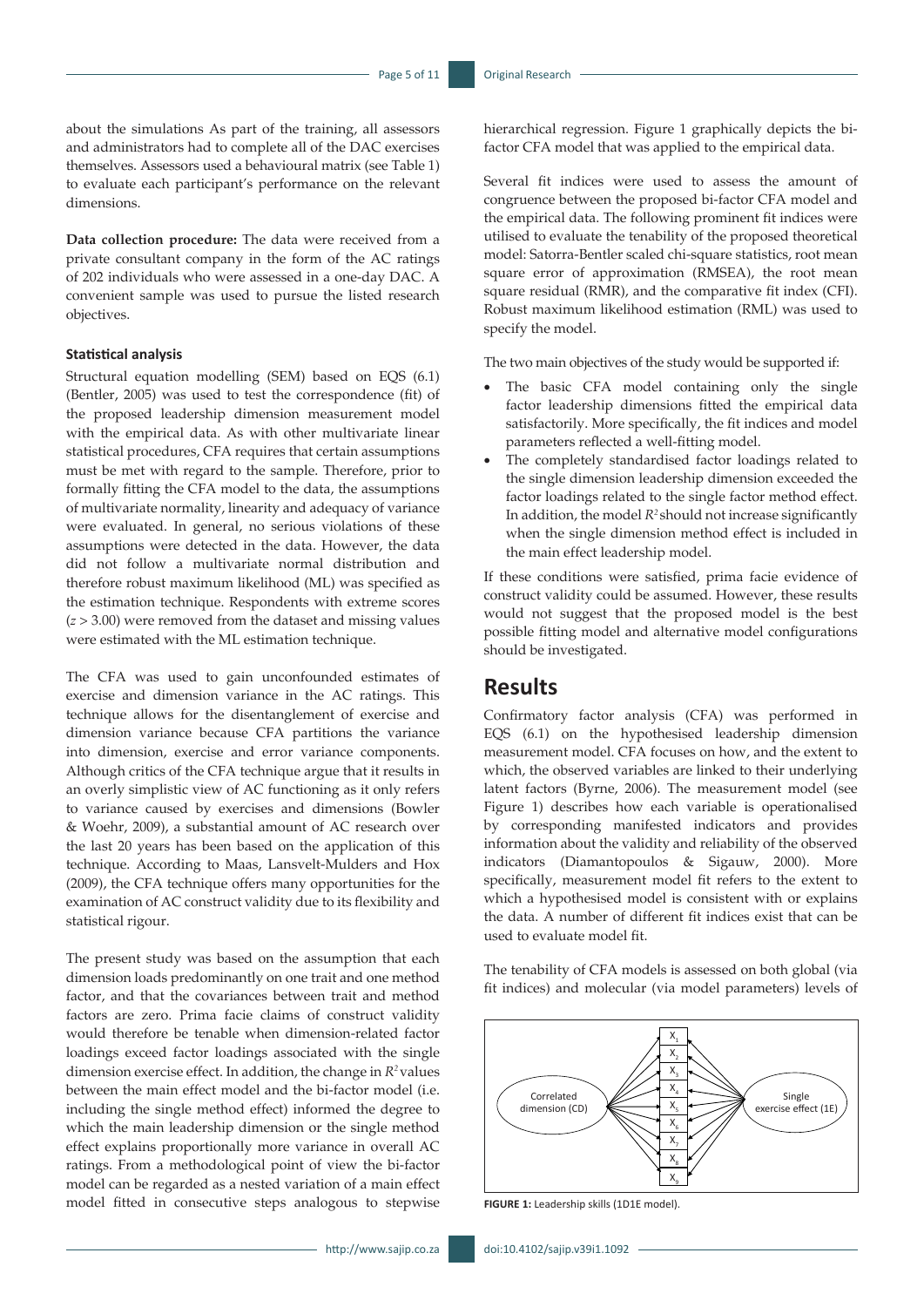about the simulations As part of the training, all assessors and administrators had to complete all of the DAC exercises themselves. Assessors used a behavioural matrix (see Table 1) to evaluate each participant's performance on the relevant dimensions.

**Data collection procedure:** The data were received from a private consultant company in the form of the AC ratings of 202 individuals who were assessed in a one-day DAC. A convenient sample was used to pursue the listed research objectives.

### Statistical analysis

Structural equation modelling (SEM) based on EQS (6.1) (Bentler, 2005) was used to test the correspondence (fit) of the proposed leadership dimension measurement model with the empirical data. As with other multivariate linear statistical procedures, CFA requires that certain assumptions must be met with regard to the sample. Therefore, prior to formally fitting the CFA model to the data, the assumptions of multivariate normality, linearity and adequacy of variance were evaluated. In general, no serious violations of these assumptions were detected in the data. However, the data did not follow a multivariate normal distribution and therefore robust maximum likelihood (ML) was specified as the estimation technique. Respondents with extreme scores ($z > 3.00$) were removed from the dataset and missing values were estimated with the ML estimation technique.

The CFA was used to gain unconfounded estimates of exercise and dimension variance in the AC ratings. This technique allows for the disentanglement of exercise and dimension variance because CFA partitions the variance into dimension, exercise and error variance components. Although critics of the CFA technique argue that it results in an overly simplistic view of AC functioning as it only refers to variance caused by exercises and dimensions (Bowler & Woehr, 2009), a substantial amount of AC research over the last 20 years has been based on the application of this technique. According to Maas, Lansvelt-Mulders and Hox (2009), the CFA technique offers many opportunities for the examination of AC construct validity due to its flexibility and statistical rigour.

The present study was based on the assumption that each dimension loads predominantly on one trait and one method factor, and that the covariances between trait and method factors are zero. Prima facie claims of construct validity would therefore be tenable when dimension-related factor loadings exceed factor loadings associated with the single dimension exercise effect. In addition, the change in $R^2$ values between the main effect model and the bi-factor model (i.e. including the single method effect) informed the degree to which the main leadership dimension or the single method effect explains proportionally more variance in overall AC ratings. From a methodological point of view the bi-factor model can be regarded as a nested variation of a main effect model fitted in consecutive steps analogous to stepwise hierarchical regression. Figure 1 graphically depicts the bi-factor CFA model that was applied to the empirical data.

Several fit indices were used to assess the amount of congruence between the proposed bi-factor CFA model and the empirical data. The following prominent fit indices were utilised to evaluate the tenability of the proposed theoretical model: Satorra-Bentler scaled chi-square statistics, root mean square error of approximation (RMSEA), the root mean square residual (RMR), and the comparative fit index (CFI). Robust maximum likelihood estimation (RML) was used to specify the model.

The two main objectives of the study would be supported if:

- The basic CFA model containing only the single factor leadership dimensions fitted the empirical data satisfactorily. More specifically, the fit indices and model parameters reflected a well-fitting model.
- The completely standardised factor loadings related to the single dimension leadership dimension exceeded the factor loadings related to the single factor method effect. In addition, the model $R^2$ should not increase significantly when the single dimension method effect is included in the main effect leadership model.

If these conditions were satisfied, prima facie evidence of construct validity could be assumed. However, these results would not suggest that the proposed model is the best possible fitting model and alternative model configurations should be investigated.

## Results

Confirmatory factor analysis (CFA) was performed in EQS (6.1) on the hypothesised leadership dimension measurement model. CFA focuses on how, and the extent to which, the observed variables are linked to their underlying latent factors (Byrne, 2006). The measurement model (see Figure 1) describes how each variable is operationalised by corresponding manifested indicators and provides information about the validity and reliability of the observed indicators (Diamantopoulos & Sigauw, 2000). More specifically, measurement model fit refers to the extent to which a hypothesised model is consistent with or explains the data. A number of different fit indices exist that can be used to evaluate model fit.

The tenability of CFA models is assessed on both global (via fit indices) and molecular (via model parameters) levels of

Correlated dimension (CD)

$X_1$ $X_2$ $X_3$ $X_4$ $X_5$ $X_6$ $X_7$ $X_8$ $X_9$

Single exercise effect (1E)

**FIGURE 1:** Leadership skills (1D1E model).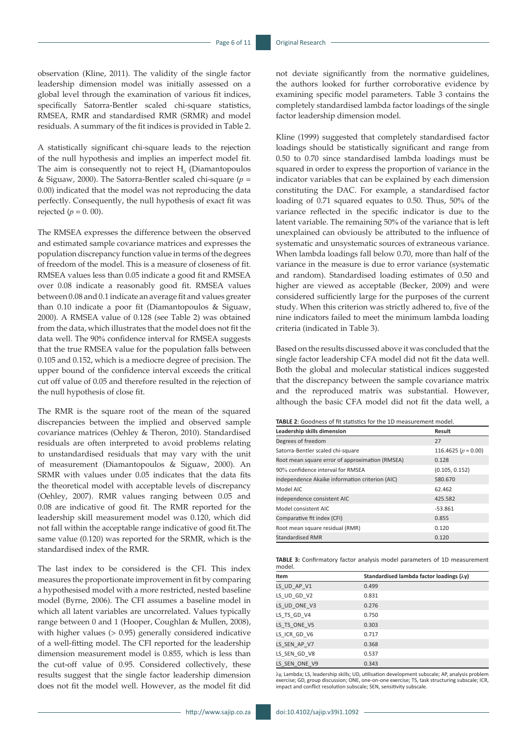observation (Kline, 2011). The validity of the single factor leadership dimension model was initially assessed on a global level through the examination of various fit indices, specifically Satorra-Bentler scaled chi-square statistics, RMSEA, RMR and standardised RMR (SRMR) and model residuals. A summary of the fit indices is provided in Table 2.

A statistically significant chi-square leads to the rejection of the null hypothesis and implies an imperfect model fit. The aim is consequently not to reject $H_0$ (Diamantopoulos & Siguaw, 2000). The Satorra-Bentler scaled chi-square ($p$ = 0.00) indicated that the model was not reproducing the data perfectly. Consequently, the null hypothesis of exact fit was rejected ($p$ = 0. 00).

The RMSEA expresses the difference between the observed and estimated sample covariance matrices and expresses the population discrepancy function value in terms of the degrees of freedom of the model. This is a measure of closeness of fit. RMSEA values less than 0.05 indicate a good fit and RMSEA over 0.08 indicate a reasonably good fit. RMSEA values between 0.08 and 0.1 indicate an average fit and values greater than 0.10 indicate a poor fit (Diamantopoulos & Siguaw, 2000). A RMSEA value of 0.128 (see Table 2) was obtained from the data, which illustrates that the model does not fit the data well. The 90% confidence interval for RMSEA suggests that the true RMSEA value for the population falls between 0.105 and 0.152, which is a mediocre degree of precision. The upper bound of the confidence interval exceeds the critical cut off value of 0.05 and therefore resulted in the rejection of the null hypothesis of close fit.

The RMR is the square root of the mean of the squared discrepancies between the implied and observed sample covariance matrices (Oehley & Theron, 2010). Standardised residuals are often interpreted to avoid problems relating to unstandardised residuals that may vary with the unit of measurement (Diamantopoulos & Siguaw, 2000). An SRMR with values under 0.05 indicates that the data fits the theoretical model with acceptable levels of discrepancy (Oehley, 2007). RMR values ranging between 0.05 and 0.08 are indicative of good fit. The RMR reported for the leadership skill measurement model was 0.120, which did not fall within the acceptable range indicative of good fit.The same value (0.120) was reported for the SRMR, which is the standardised index of the RMR.

The last index to be considered is the CFI. This index measures the proportionate improvement in fit by comparing a hypothesised model with a more restricted, nested baseline model (Byrne, 2006). The CFI assumes a baseline model in which all latent variables are uncorrelated. Values typically range between 0 and 1 (Hooper, Coughlan & Mullen, 2008), with higher values (> 0.95) generally considered indicative of a well-fitting model. The CFI reported for the leadership dimension measurement model is 0.855, which is less than the cut-off value of 0.95. Considered collectively, these results suggest that the single factor leadership dimension does not fit the model well. However, as the model fit did not deviate significantly from the normative guidelines, the authors looked for further corroborative evidence by examining specific model parameters. Table 3 contains the completely standardised lambda factor loadings of the single factor leadership dimension model.

Kline (1999) suggested that completely standardised factor loadings should be statistically significant and range from 0.50 to 0.70 since standardised lambda loadings must be squared in order to express the proportion of variance in the indicator variables that can be explained by each dimension constituting the DAC. For example, a standardised factor loading of 0.71 squared equates to 0.50. Thus, 50% of the variance reflected in the specific indicator is due to the latent variable. The remaining 50% of the variance that is left unexplained can obviously be attributed to the influence of systematic and unsystematic sources of extraneous variance. When lambda loadings fall below 0.70, more than half of the variance in the measure is due to error variance (systematic and random). Standardised loading estimates of 0.50 and higher are viewed as acceptable (Becker, 2009) and were considered sufficiently large for the purposes of the current study. When this criterion was strictly adhered to, five of the nine indicators failed to meet the minimum lambda loading criteria (indicated in Table 3).

Based on the results discussed above it was concluded that the single factor leadership CFA model did not fit the data well. Both the global and molecular statistical indices suggested that the discrepancy between the sample covariance matrix and the reproduced matrix was substantial. However, although the basic CFA model did not fit the data well, a

**TABLE 2**: Goodness of fit statistics for the 1D measurement model.

| Leadership skills dimension | Result |
|---|---|
| Degrees of freedom | 27 |
| Satorra-Bentler scaled chi-square | 116.4625 ($p$ = 0.00) |
| Root mean square error of approximation (RMSEA) | 0.128 |
| 90% confidence interval for RMSEA | (0.105, 0.152) |
| Independence Akaike information criterion (AIC) | 580.670 |
| Model AIC | 62.462 |
| Independence consistent AIC | 425.582 |
| Model consistent AIC | -53.861 |
| Comparative fit index (CFI) | 0.855 |
| Root mean square residual (RMR) | 0.120 |
| Standardised RMR | 0.120 |

**TABLE 3:** Confirmatory factor analysis model parameters of 1D measurement model.

| Item | Standardised lambda factor loadings ($\lambda$y) |
|---|---|
| LS_UD_AP_V1 | 0.499 |
| LS_UD_GD_V2 | 0.831 |
| LS_UD_ONE_V3 | 0.276 |
| LS_TS_GD_V4 | 0.750 |
| LS_TS_ONE_V5 | 0.303 |
| LS_ICR_GD_V6 | 0.717 |
| LS_SEN_AP_V7 | 0.368 |
| LS_SEN_GD_V8 | 0.537 |
| LS_SEN_ONE_V9 | 0.343 |

$\lambda$y, Lambda; LS, leadership skills; UD, utilisation development subscale; AP, analysis problem exercise; GD, group discussion; ONE, one-on-one exercise; TS, task structuring subscale; ICR, impact and conflict resolution subscale; SEN, sensitivity subscale.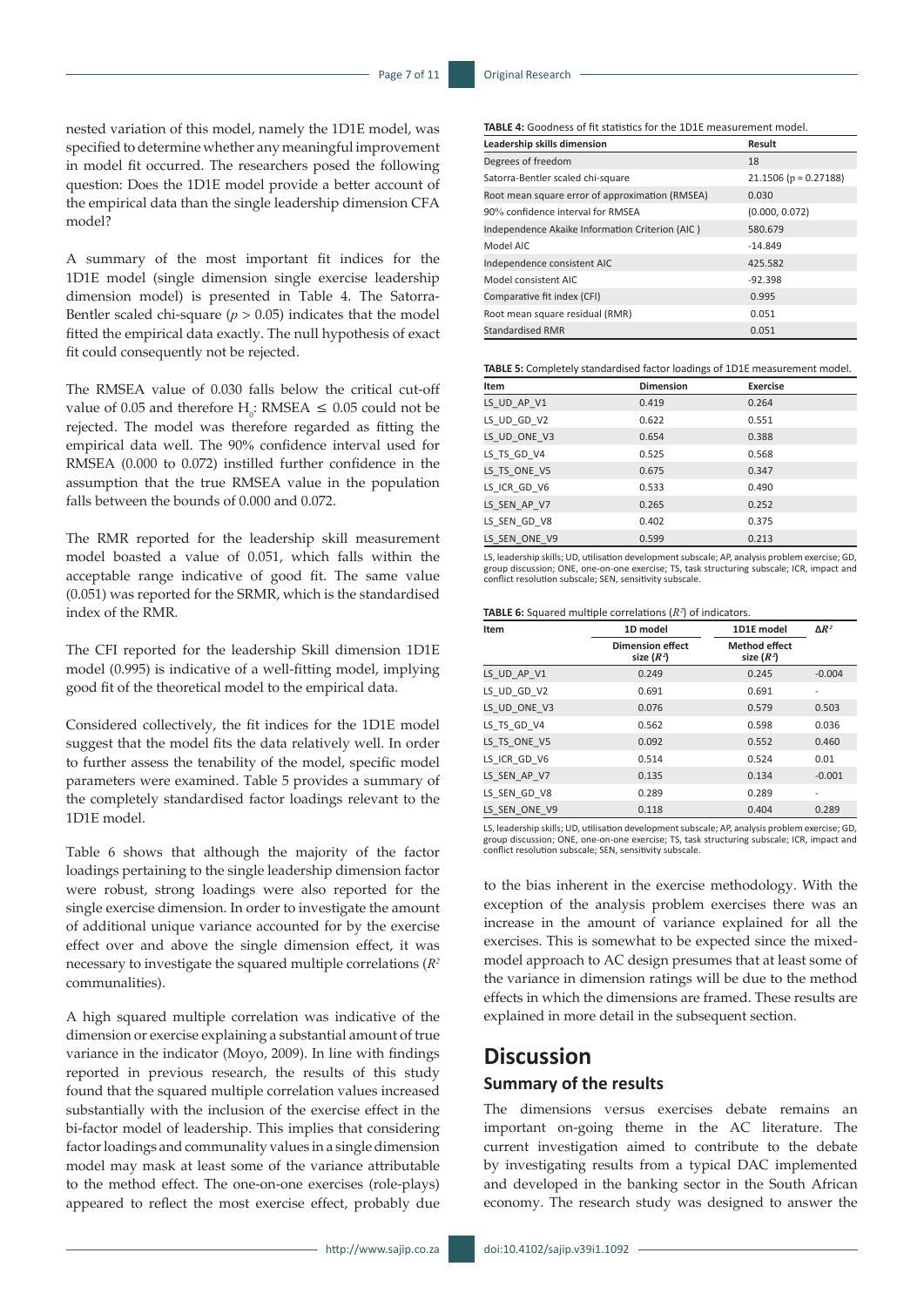nested variation of this model, namely the 1D1E model, was specified to determine whether any meaningful improvement in model fit occurred. The researchers posed the following question: Does the 1D1E model provide a better account of the empirical data than the single leadership dimension CFA model?

A summary of the most important fit indices for the 1D1E model (single dimension single exercise leadership dimension model) is presented in Table 4. The Satorra-Bentler scaled chi-square ($p > 0.05$) indicates that the model fitted the empirical data exactly. The null hypothesis of exact fit could consequently not be rejected.

The RMSEA value of 0.030 falls below the critical cut-off value of 0.05 and therefore $H_0$: RMSEA $\leq$ 0.05 could not be rejected. The model was therefore regarded as fitting the empirical data well. The 90% confidence interval used for RMSEA (0.000 to 0.072) instilled further confidence in the assumption that the true RMSEA value in the population falls between the bounds of 0.000 and 0.072.

The RMR reported for the leadership skill measurement model boasted a value of 0.051, which falls within the acceptable range indicative of good fit. The same value (0.051) was reported for the SRMR, which is the standardised index of the RMR.

The CFI reported for the leadership Skill dimension 1D1E model (0.995) is indicative of a well-fitting model, implying good fit of the theoretical model to the empirical data.

Considered collectively, the fit indices for the 1D1E model suggest that the model fits the data relatively well. In order to further assess the tenability of the model, specific model parameters were examined. Table 5 provides a summary of the completely standardised factor loadings relevant to the 1D1E model.

Table 6 shows that although the majority of the factor loadings pertaining to the single leadership dimension factor were robust, strong loadings were also reported for the single exercise dimension. In order to investigate the amount of additional unique variance accounted for by the exercise effect over and above the single dimension effect, it was necessary to investigate the squared multiple correlations ($R^2$ communalities).

A high squared multiple correlation was indicative of the dimension or exercise explaining a substantial amount of true variance in the indicator (Moyo, 2009). In line with findings reported in previous research, the results of this study found that the squared multiple correlation values increased substantially with the inclusion of the exercise effect in the bi-factor model of leadership. This implies that considering factor loadings and communality values in a single dimension model may mask at least some of the variance attributable to the method effect. The one-on-one exercises (role-plays) appeared to reflect the most exercise effect, probably due to the bias inherent in the exercise methodology. With the exception of the analysis problem exercises there was an increase in the amount of variance explained for all the exercises. This is somewhat to be expected since the mixed-model approach to AC design presumes that at least some of the variance in dimension ratings will be due to the method effects in which the dimensions are framed. These results are explained in more detail in the subsequent section.

**TABLE 4:** Goodness of fit statistics for the 1D1E measurement model.

| Leadership skills dimension | Result |
|---|---|
| Degrees of freedom | 18 |
| Satorra-Bentler scaled chi-square | 21.1506 (p = 0.27188) |
| Root mean square error of approximation (RMSEA) | 0.030 |
| 90% confidence interval for RMSEA | (0.000, 0.072) |
| Independence Akaike Information Criterion (AIC ) | 580.679 |
| Model AIC | -14.849 |
| Independence consistent AIC | 425.582 |
| Model consistent AIC | -92.398 |
| Comparative fit index (CFI) | 0.995 |
| Root mean square residual (RMR) | 0.051 |
| Standardised RMR | 0.051 |

**TABLE 5:** Completely standardised factor loadings of 1D1E measurement model.

| Item | Dimension | Exercise |
|---|---|---|
| LS_UD_AP_V1 | 0.419 | 0.264 |
| LS_UD_GD_V2 | 0.622 | 0.551 |
| LS_UD_ONE_V3 | 0.654 | 0.388 |
| LS_TS_GD_V4 | 0.525 | 0.568 |
| LS_TS_ONE_V5 | 0.675 | 0.347 |
| LS_ICR_GD_V6 | 0.533 | 0.490 |
| LS_SEN_AP_V7 | 0.265 | 0.252 |
| LS_SEN_GD_V8 | 0.402 | 0.375 |
| LS_SEN_ONE_V9 | 0.599 | 0.213 |

LS, leadership skills; UD, utilisation development subscale; AP, analysis problem exercise; GD, group discussion; ONE, one-on-one exercise; TS, task structuring subscale; ICR, impact and conflict resolution subscale; SEN, sensitivity subscale.

**TABLE 6:** Squared multiple correlations ($R^2$) of indicators.

| Item | 1D model | 1D1E model | $\Delta R^2$ |
|---|---|---|---|
| | Dimension effect size ($R^2$) | Method effect size ($R^2$) | |
| LS_UD_AP_V1 | 0.249 | 0.245 | -0.004 |
| LS_UD_GD_V2 | 0.691 | 0.691 | - |
| LS_UD_ONE_V3 | 0.076 | 0.579 | 0.503 |
| LS_TS_GD_V4 | 0.562 | 0.598 | 0.036 |
| LS_TS_ONE_V5 | 0.092 | 0.552 | 0.460 |
| LS_ICR_GD_V6 | 0.514 | 0.524 | 0.01 |
| LS_SEN_AP_V7 | 0.135 | 0.134 | -0.001 |
| LS_SEN_GD_V8 | 0.289 | 0.289 | - |
| LS_SEN_ONE_V9 | 0.118 | 0.404 | 0.289 |

LS, leadership skills; UD, utilisation development subscale; AP, analysis problem exercise; GD, group discussion; ONE, one-on-one exercise; TS, task structuring subscale; ICR, impact and conflict resolution subscale; SEN, sensitivity subscale.

# Discussion

## Summary of the results

The dimensions versus exercises debate remains an important on-going theme in the AC literature. The current investigation aimed to contribute to the debate by investigating results from a typical DAC implemented and developed in the banking sector in the South African economy. The research study was designed to answer the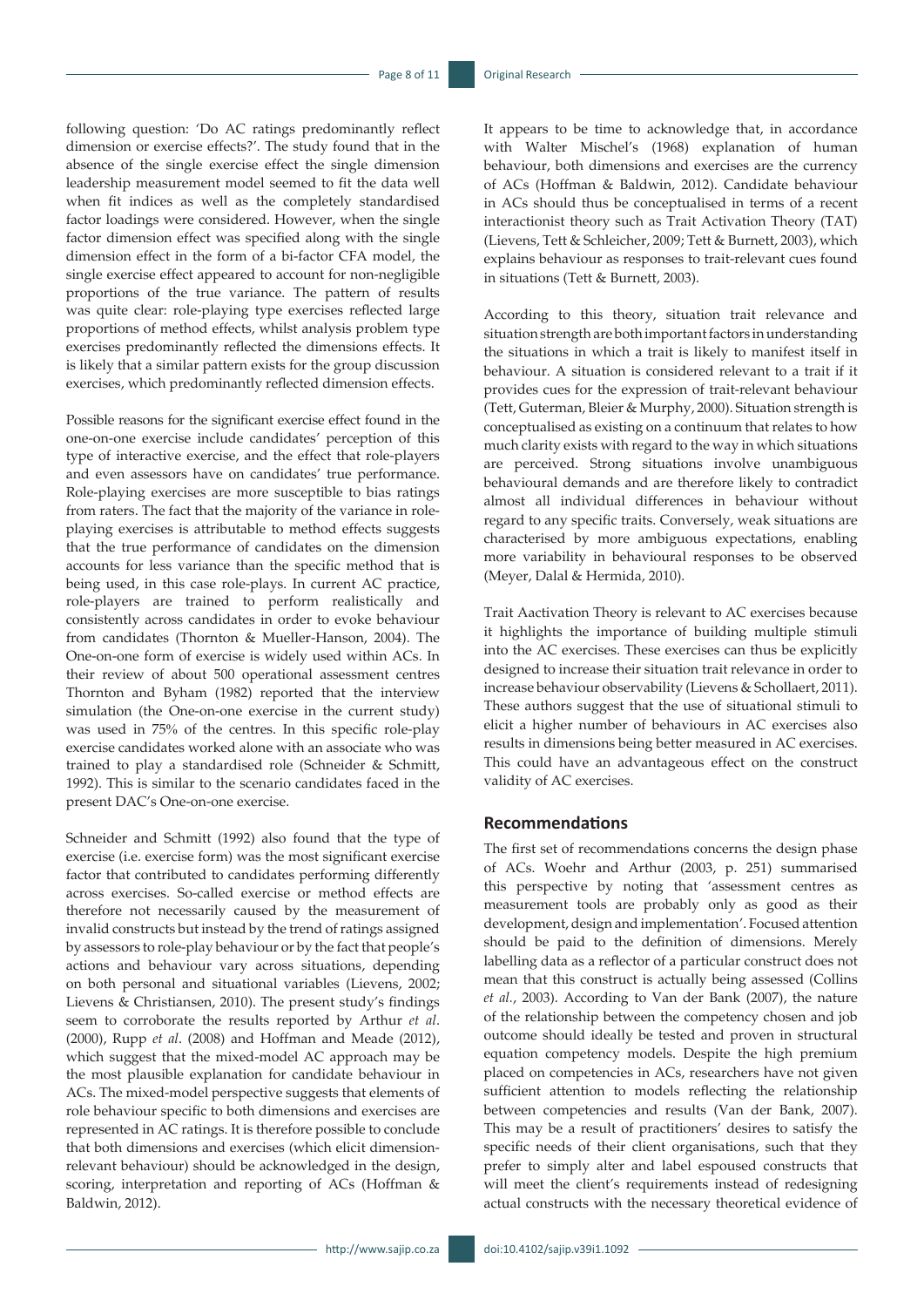following question: 'Do AC ratings predominantly reflect dimension or exercise effects?'. The study found that in the absence of the single exercise effect the single dimension leadership measurement model seemed to fit the data well when fit indices as well as the completely standardised factor loadings were considered. However, when the single factor dimension effect was specified along with the single dimension effect in the form of a bi-factor CFA model, the single exercise effect appeared to account for non-negligible proportions of the true variance. The pattern of results was quite clear: role-playing type exercises reflected large proportions of method effects, whilst analysis problem type exercises predominantly reflected the dimensions effects. It is likely that a similar pattern exists for the group discussion exercises, which predominantly reflected dimension effects.

Possible reasons for the significant exercise effect found in the one-on-one exercise include candidates' perception of this type of interactive exercise, and the effect that role-players and even assessors have on candidates' true performance. Role-playing exercises are more susceptible to bias ratings from raters. The fact that the majority of the variance in role-playing exercises is attributable to method effects suggests that the true performance of candidates on the dimension accounts for less variance than the specific method that is being used, in this case role-plays. In current AC practice, role-players are trained to perform realistically and consistently across candidates in order to evoke behaviour from candidates (Thornton & Mueller-Hanson, 2004). The One-on-one form of exercise is widely used within ACs. In their review of about 500 operational assessment centres Thornton and Byham (1982) reported that the interview simulation (the One-on-one exercise in the current study) was used in 75% of the centres. In this specific role-play exercise candidates worked alone with an associate who was trained to play a standardised role (Schneider & Schmitt, 1992). This is similar to the scenario candidates faced in the present DAC's One-on-one exercise.

Schneider and Schmitt (1992) also found that the type of exercise (i.e. exercise form) was the most significant exercise factor that contributed to candidates performing differently across exercises. So-called exercise or method effects are therefore not necessarily caused by the measurement of invalid constructs but instead by the trend of ratings assigned by assessors to role-play behaviour or by the fact that people's actions and behaviour vary across situations, depending on both personal and situational variables (Lievens, 2002; Lievens & Christiansen, 2010). The present study's findings seem to corroborate the results reported by Arthur *et al*. (2000), Rupp *et al*. (2008) and Hoffman and Meade (2012), which suggest that the mixed-model AC approach may be the most plausible explanation for candidate behaviour in ACs. The mixed-model perspective suggests that elements of role behaviour specific to both dimensions and exercises are represented in AC ratings. It is therefore possible to conclude that both dimensions and exercises (which elicit dimension-relevant behaviour) should be acknowledged in the design, scoring, interpretation and reporting of ACs (Hoffman & Baldwin, 2012).

It appears to be time to acknowledge that, in accordance with Walter Mischel's (1968) explanation of human behaviour, both dimensions and exercises are the currency of ACs (Hoffman & Baldwin, 2012). Candidate behaviour in ACs should thus be conceptualised in terms of a recent interactionist theory such as Trait Activation Theory (TAT) (Lievens, Tett & Schleicher, 2009; Tett & Burnett, 2003), which explains behaviour as responses to trait-relevant cues found in situations (Tett & Burnett, 2003).

According to this theory, situation trait relevance and situation strength are both important factors in understanding the situations in which a trait is likely to manifest itself in behaviour. A situation is considered relevant to a trait if it provides cues for the expression of trait-relevant behaviour (Tett, Guterman, Bleier & Murphy, 2000). Situation strength is conceptualised as existing on a continuum that relates to how much clarity exists with regard to the way in which situations are perceived. Strong situations involve unambiguous behavioural demands and are therefore likely to contradict almost all individual differences in behaviour without regard to any specific traits. Conversely, weak situations are characterised by more ambiguous expectations, enabling more variability in behavioural responses to be observed (Meyer, Dalal & Hermida, 2010).

Trait Aactivation Theory is relevant to AC exercises because it highlights the importance of building multiple stimuli into the AC exercises. These exercises can thus be explicitly designed to increase their situation trait relevance in order to increase behaviour observability (Lievens & Schollaert, 2011). These authors suggest that the use of situational stimuli to elicit a higher number of behaviours in AC exercises also results in dimensions being better measured in AC exercises. This could have an advantageous effect on the construct validity of AC exercises.

## Recommendations

The first set of recommendations concerns the design phase of ACs. Woehr and Arthur (2003, p. 251) summarised this perspective by noting that 'assessment centres as measurement tools are probably only as good as their development, design and implementation'. Focused attention should be paid to the definition of dimensions. Merely labelling data as a reflector of a particular construct does not mean that this construct is actually being assessed (Collins *et al.*, 2003). According to Van der Bank (2007), the nature of the relationship between the competency chosen and job outcome should ideally be tested and proven in structural equation competency models. Despite the high premium placed on competencies in ACs, researchers have not given sufficient attention to models reflecting the relationship between competencies and results (Van der Bank, 2007). This may be a result of practitioners' desires to satisfy the specific needs of their client organisations, such that they prefer to simply alter and label espoused constructs that will meet the client's requirements instead of redesigning actual constructs with the necessary theoretical evidence of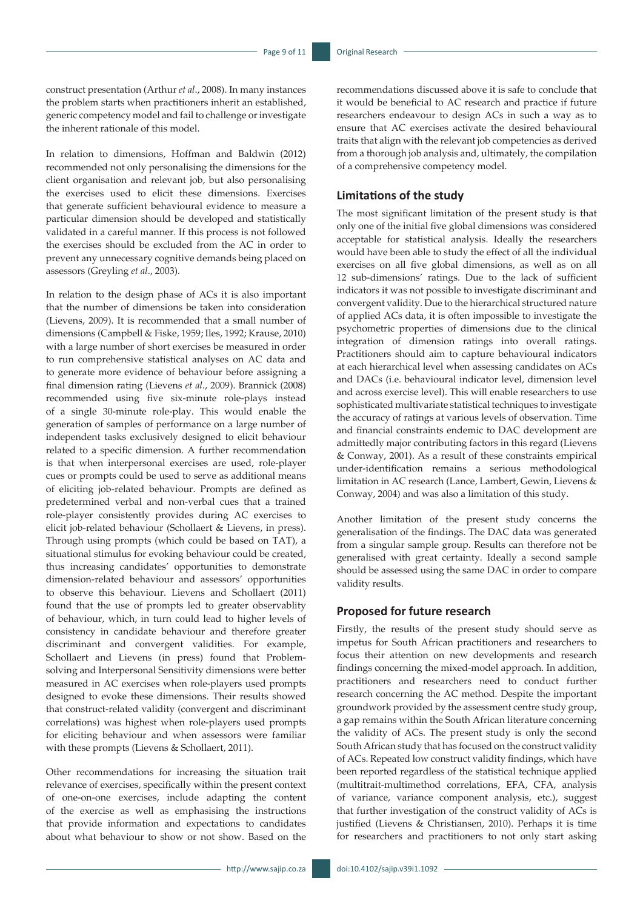construct presentation (Arthur *et al*., 2008). In many instances the problem starts when practitioners inherit an established, generic competency model and fail to challenge or investigate the inherent rationale of this model.

In relation to dimensions, Hoffman and Baldwin (2012) recommended not only personalising the dimensions for the client organisation and relevant job, but also personalising the exercises used to elicit these dimensions. Exercises that generate sufficient behavioural evidence to measure a particular dimension should be developed and statistically validated in a careful manner. If this process is not followed the exercises should be excluded from the AC in order to prevent any unnecessary cognitive demands being placed on assessors (Greyling *et al*., 2003).

In relation to the design phase of ACs it is also important that the number of dimensions be taken into consideration (Lievens, 2009). It is recommended that a small number of dimensions (Campbell & Fiske, 1959; Iles, 1992; Krause, 2010) with a large number of short exercises be measured in order to run comprehensive statistical analyses on AC data and to generate more evidence of behaviour before assigning a final dimension rating (Lievens *et al*., 2009). Brannick (2008) recommended using five six-minute role-plays instead of a single 30-minute role-play. This would enable the generation of samples of performance on a large number of independent tasks exclusively designed to elicit behaviour related to a specific dimension. A further recommendation is that when interpersonal exercises are used, role-player cues or prompts could be used to serve as additional means of eliciting job-related behaviour. Prompts are defined as predetermined verbal and non-verbal cues that a trained role-player consistently provides during AC exercises to elicit job-related behaviour (Schollaert & Lievens, in press). Through using prompts (which could be based on TAT), a situational stimulus for evoking behaviour could be created, thus increasing candidates' opportunities to demonstrate dimension-related behaviour and assessors' opportunities to observe this behaviour. Lievens and Schollaert (2011) found that the use of prompts led to greater observablity of behaviour, which, in turn could lead to higher levels of consistency in candidate behaviour and therefore greater discriminant and convergent validities. For example, Schollaert and Lievens (in press) found that Problem-solving and Interpersonal Sensitivity dimensions were better measured in AC exercises when role-players used prompts designed to evoke these dimensions. Their results showed that construct-related validity (convergent and discriminant correlations) was highest when role-players used prompts for eliciting behaviour and when assessors were familiar with these prompts (Lievens & Schollaert, 2011).

Other recommendations for increasing the situation trait relevance of exercises, specifically within the present context of one-on-one exercises, include adapting the content of the exercise as well as emphasising the instructions that provide information and expectations to candidates about what behaviour to show or not show. Based on the recommendations discussed above it is safe to conclude that it would be beneficial to AC research and practice if future researchers endeavour to design ACs in such a way as to ensure that AC exercises activate the desired behavioural traits that align with the relevant job competencies as derived from a thorough job analysis and, ultimately, the compilation of a comprehensive competency model.

## Limitations of the study

The most significant limitation of the present study is that only one of the initial five global dimensions was considered acceptable for statistical analysis. Ideally the researchers would have been able to study the effect of all the individual exercises on all five global dimensions, as well as on all 12 sub-dimensions' ratings. Due to the lack of sufficient indicators it was not possible to investigate discriminant and convergent validity. Due to the hierarchical structured nature of applied ACs data, it is often impossible to investigate the psychometric properties of dimensions due to the clinical integration of dimension ratings into overall ratings. Practitioners should aim to capture behavioural indicators at each hierarchical level when assessing candidates on ACs and DACs (i.e. behavioural indicator level, dimension level and across exercise level). This will enable researchers to use sophisticated multivariate statistical techniques to investigate the accuracy of ratings at various levels of observation. Time and financial constraints endemic to DAC development are admittedly major contributing factors in this regard (Lievens & Conway, 2001). As a result of these constraints empirical under-identification remains a serious methodological limitation in AC research (Lance, Lambert, Gewin, Lievens & Conway, 2004) and was also a limitation of this study.

Another limitation of the present study concerns the generalisation of the findings. The DAC data was generated from a singular sample group. Results can therefore not be generalised with great certainty. Ideally a second sample should be assessed using the same DAC in order to compare validity results.

## Proposed for future research

Firstly, the results of the present study should serve as impetus for South African practitioners and researchers to focus their attention on new developments and research findings concerning the mixed-model approach. In addition, practitioners and researchers need to conduct further research concerning the AC method. Despite the important groundwork provided by the assessment centre study group, a gap remains within the South African literature concerning the validity of ACs. The present study is only the second South African study that has focused on the construct validity of ACs. Repeated low construct validity findings, which have been reported regardless of the statistical technique applied (multitrait-multimethod correlations, EFA, CFA, analysis of variance, variance component analysis, etc.), suggest that further investigation of the construct validity of ACs is justified (Lievens & Christiansen, 2010). Perhaps it is time for researchers and practitioners to not only start asking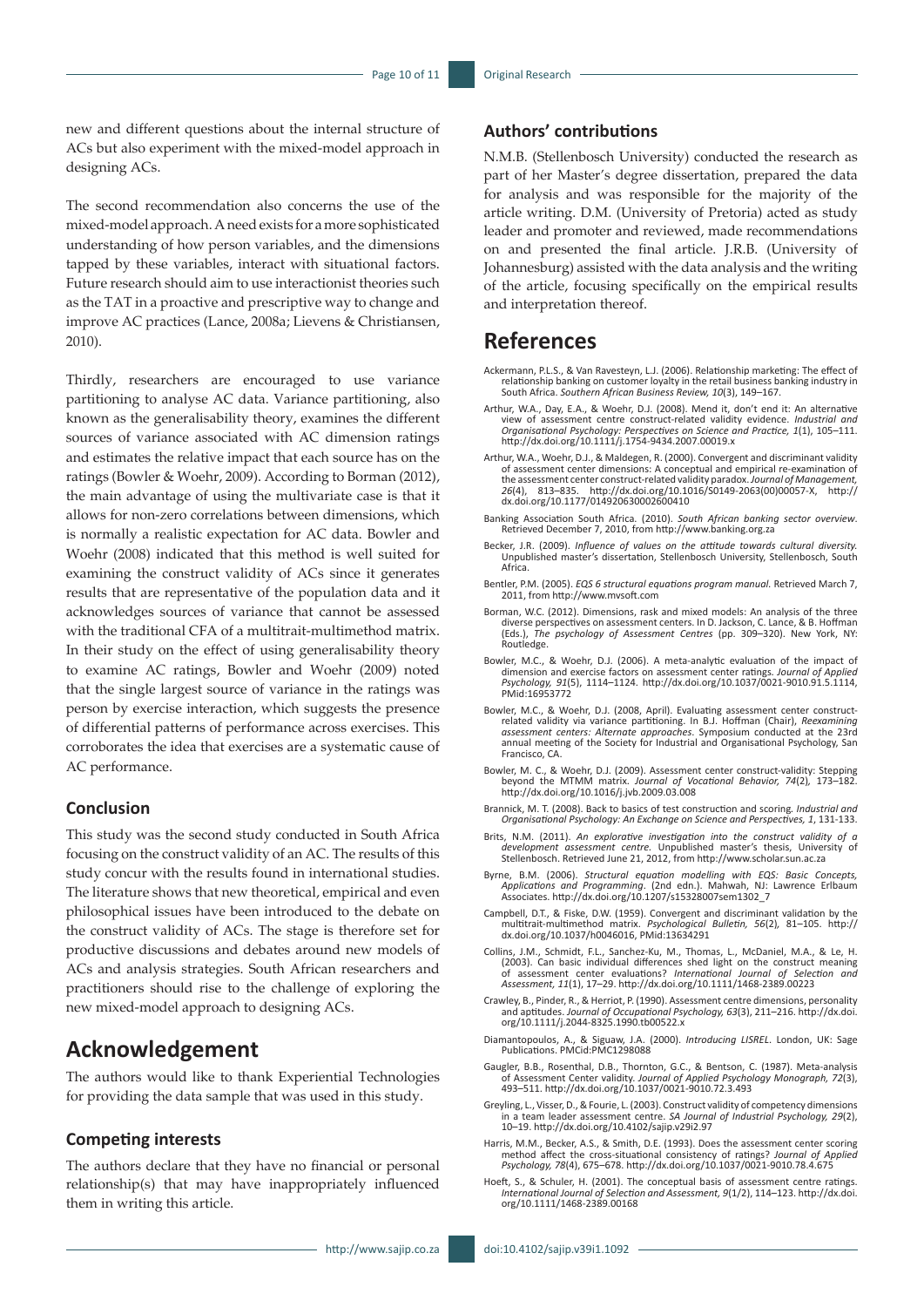new and different questions about the internal structure of ACs but also experiment with the mixed-model approach in designing ACs.

The second recommendation also concerns the use of the mixed-model approach. A need exists for a more sophisticated understanding of how person variables, and the dimensions tapped by these variables, interact with situational factors. Future research should aim to use interactionist theories such as the TAT in a proactive and prescriptive way to change and improve AC practices (Lance, 2008a; Lievens & Christiansen, 2010).

Thirdly, researchers are encouraged to use variance partitioning to analyse AC data. Variance partitioning, also known as the generalisability theory, examines the different sources of variance associated with AC dimension ratings and estimates the relative impact that each source has on the ratings (Bowler & Woehr, 2009). According to Borman (2012), the main advantage of using the multivariate case is that it allows for non-zero correlations between dimensions, which is normally a realistic expectation for AC data. Bowler and Woehr (2008) indicated that this method is well suited for examining the construct validity of ACs since it generates results that are representative of the population data and it acknowledges sources of variance that cannot be assessed with the traditional CFA of a multitrait-multimethod matrix. In their study on the effect of using generalisability theory to examine AC ratings, Bowler and Woehr (2009) noted that the single largest source of variance in the ratings was person by exercise interaction, which suggests the presence of differential patterns of performance across exercises. This corroborates the idea that exercises are a systematic cause of AC performance.

### Conclusion

This study was the second study conducted in South Africa focusing on the construct validity of an AC. The results of this study concur with the results found in international studies. The literature shows that new theoretical, empirical and even philosophical issues have been introduced to the debate on the construct validity of ACs. The stage is therefore set for productive discussions and debates around new models of ACs and analysis strategies. South African researchers and practitioners should rise to the challenge of exploring the new mixed-model approach to designing ACs.

## Acknowledgement

The authors would like to thank Experiential Technologies for providing the data sample that was used in this study.

### Competing interests

The authors declare that they have no financial or personal relationship(s) that may have inappropriately influenced them in writing this article.

### Authors' contributions

N.M.B. (Stellenbosch University) conducted the research as part of her Master's degree dissertation, prepared the data for analysis and was responsible for the majority of the article writing. D.M. (University of Pretoria) acted as study leader and promoter and reviewed, made recommendations on and presented the final article. J.R.B. (University of Johannesburg) assisted with the data analysis and the writing of the article, focusing specifically on the empirical results and interpretation thereof.

## References

Ackermann, P.L.S., & Van Ravesteyn, L.J. (2006). Relationship marketing: The effect of relationship banking on customer loyalty in the retail business banking industry in South Africa. *Southern African Business Review, 10*(3), 149–167.

Arthur, W.A., Day, E.A., & Woehr, D.J. (2008). Mend it, don't end it: An alternative view of assessment centre construct-related validity evidence. *Industrial and Organisational Psychology: Perspectives on Science and Practice, 1*(1), 105–111. http://dx.doi.org/10.1111/j.1754-9434.2007.00019.x

Arthur, W.A., Woehr, D.J., & Maldegen, R. (2000). Convergent and discriminant validity of assessment center dimensions: A conceptual and empirical re-examination of the assessment center construct-related validity paradox. *Journal of Management, 26*(4), 813–835. http://dx.doi.org/10.1016/S0149-2063(00)00057-X, http://dx.doi.org/10.1177/014920630002600410

Banking Association South Africa. (2010). *South African banking sector overview*. Retrieved December 7, 2010, from http://www.banking.org.za

Becker, J.R. (2009). *Influence of values on the attitude towards cultural diversity.* Unpublished master's dissertation, Stellenbosch University, Stellenbosch, South Africa.

Bentler, P.M. (2005). *EQS 6 structural equations program manual.* Retrieved March 7, 2011, from http://www.mvsoft.com

Borman, W.C. (2012). Dimensions, rask and mixed models: An analysis of the three diverse perspectives on assessment centers. In D. Jackson, C. Lance, & B. Hoffman (Eds.), *The psychology of Assessment Centres* (pp. 309–320). New York, NY: Routledge.

Bowler, M.C., & Woehr, D.J. (2006). A meta-analytic evaluation of the impact of dimension and exercise factors on assessment center ratings. *Journal of Applied Psychology, 91*(5), 1114–1124. http://dx.doi.org/10.1037/0021-9010.91.5.1114, PMid:16953772

Bowler, M.C., & Woehr, D.J. (2008, April). Evaluating assessment center construct-related validity via variance partitioning. In B.J. Hoffman (Chair), *Reexamining assessment centers: Alternate approaches*. Symposium conducted at the 23rd annual meeting of the Society for Industrial and Organisational Psychology, San Francisco, CA.

Bowler, M. C., & Woehr, D.J. (2009). Assessment center construct-validity: Stepping beyond the MTMM matrix. *Journal of Vocational Behavior, 74*(2), 173–182. http://dx.doi.org/10.1016/j.jvb.2009.03.008

Brannick, M. T. (2008). Back to basics of test construction and scoring. *Industrial and Organisational Psychology: An Exchange on Science and Perspectives, 1*, 131-133.

Brits, N.M. (2011). *An explorative investigation into the construct validity of a development assessment centre.* Unpublished master's thesis, University of Stellenbosch. Retrieved June 21, 2012, from http://www.scholar.sun.ac.za

Byrne, B.M. (2006). *Structural equation modelling with EQS: Basic Concepts, Applications and Programming*. (2nd edn.). Mahwah, NJ: Lawrence Erlbaum Associates. http://dx.doi.org/10.1207/s15328007sem1302_7

Campbell, D.T., & Fiske, D.W. (1959). Convergent and discriminant validation by the multitrait-multimethod matrix. *Psychological Bulletin, 56*(2), 81–105. http://dx.doi.org/10.1037/h0046016, PMid:13634291

Collins, J.M., Schmidt, F.L., Sanchez-Ku, M., Thomas, L., McDaniel, M.A., & Le, H. (2003). Can basic individual differences shed light on the construct meaning of assessment center evaluations? *International Journal of Selection and Assessment, 11*(1), 17–29. http://dx.doi.org/10.1111/1468-2389.00223

Crawley, B., Pinder, R., & Herriot, P. (1990). Assessment centre dimensions, personality and aptitudes. *Journal of Occupational Psychology, 63*(3), 211–216. http://dx.doi.org/10.1111/j.2044-8325.1990.tb00522.x

Diamantopoulos, A., & Siguaw, J.A. (2000). *Introducing LISREL*. London, UK: Sage Publications. PMCid:PMC1298088

Gaugler, B.B., Rosenthal, D.B., Thornton, G.C., & Bentson, C. (1987). Meta-analysis of Assessment Center validity. *Journal of Applied Psychology Monograph, 72*(3), 493–511. http://dx.doi.org/10.1037/0021-9010.72.3.493

Greyling, L., Visser, D., & Fourie, L. (2003). Construct validity of competency dimensions in a team leader assessment centre. *SA Journal of Industrial Psychology, 29*(2), 10–19. http://dx.doi.org/10.4102/sajip.v29i2.97

Harris, M.M., Becker, A.S., & Smith, D.E. (1993). Does the assessment center scoring method affect the cross-situational consistency of ratings? *Journal of Applied Psychology, 78*(4), 675–678. http://dx.doi.org/10.1037/0021-9010.78.4.675

Hoeft, S., & Schuler, H. (2001). The conceptual basis of assessment centre ratings. *International Journal of Selection and Assessment, 9*(1/2), 114–123. http://dx.doi.org/10.1111/1468-2389.00168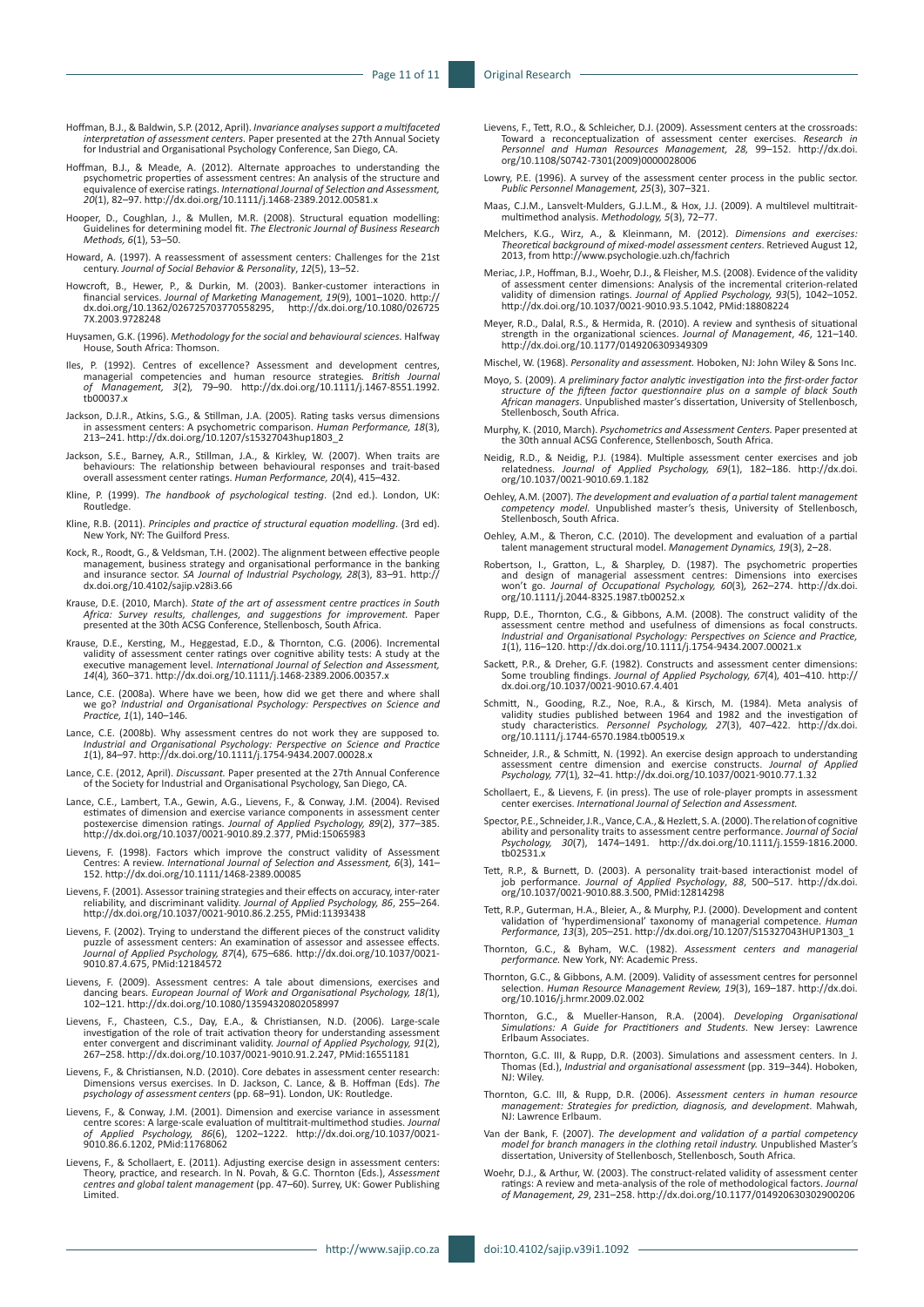Hoffman, B.J., & Baldwin, S.P. (2012, April). *Invariance analyses support a multifaceted interpretation of assessment centers.* Paper presented at the 27th Annual Society for Industrial and Organisational Psychology Conference, San Diego, CA.

Hoffman, B.J., & Meade, A. (2012). Alternate approaches to understanding the psychometric properties of assessment centres: An analysis of the structure and equivalence of exercise ratings. *International Journal of Selection and Assessment, 20*(1), 82–97. http://dx.doi.org/10.1111/j.1468-2389.2012.00581.x

Hooper, D., Coughlan, J., & Mullen, M.R. (2008). Structural equation modelling: Guidelines for determining model fit. *The Electronic Journal of Business Research Methods, 6*(1), 53–50.

Howard, A. (1997). A reassessment of assessment centers: Challenges for the 21st century. *Journal of Social Behavior & Personality*, *12*(5), 13–52.

Howcroft, B., Hewer, P., & Durkin, M. (2003). Banker-customer interactions in financial services. *Journal of Marketing Management, 19*(9), 1001–1020. http://dx.doi.org/10.1362/026725703770558295, http://dx.doi.org/10.1080/0267257X.2003.9728248

Huysamen, G.K. (1996). *Methodology for the social and behavioural sciences.* Halfway House, South Africa: Thomson.

Iles, P. (1992). Centres of excellence? Assessment and development centres, managerial competencies and human resource strategies. *British Journal of Management, 3*(2)*,* 79–90. http://dx.doi.org/10.1111/j.1467-8551.1992.tb00037.x

Jackson, D.J.R., Atkins, S.G., & Stillman, J.A. (2005). Rating tasks versus dimensions in assessment centers: A psychometric comparison. *Human Performance, 18*(3), 213–241. http://dx.doi.org/10.1207/s15327043hup1803_2

Jackson, S.E., Barney, A.R., Stillman, J.A., & Kirkley, W. (2007). When traits are behaviours: The relationship between behavioural responses and trait-based overall assessment center ratings. *Human Performance, 20*(4), 415–432.

Kline, P. (1999). *The handbook of psychological testing*. (2nd ed.). London, UK: Routledge.

Kline, R.B. (2011). *Principles and practice of structural equation modelling*. (3rd ed). New York, NY: The Guilford Press.

Kock, R., Roodt, G., & Veldsman, T.H. (2002). The alignment between effective people management, business strategy and organisational performance in the banking and insurance sector. *SA Journal of Industrial Psychology, 28*(3), 83–91. http://dx.doi.org/10.4102/sajip.v28i3.66

Krause, D.E. (2010, March). *State of the art of assessment centre practices in South Africa: Survey results, challenges, and suggestions for improvement.* Paper presented at the 30th ACSG Conference, Stellenbosch, South Africa.

Krause, D.E., Kersting, M., Heggestad, E.D., & Thornton, C.G. (2006). Incremental validity of assessment center ratings over cognitive ability tests: A study at the executive management level. *International Journal of Selection and Assessment, 14*(4)*,* 360–371. http://dx.doi.org/10.1111/j.1468-2389.2006.00357.x

Lance, C.E. (2008a). Where have we been, how did we get there and where shall we go? *Industrial and Organisational Psychology: Perspectives on Science and Practice, 1*(1), 140–146.

Lance, C.E. (2008b). Why assessment centres do not work they are supposed to. *Industrial and Organisational Psychology: Perspective on Science and Practice 1*(1), 84–97. http://dx.doi.org/10.1111/j.1754-9434.2007.00028.x

Lance, C.E. (2012, April). *Discussant.* Paper presented at the 27th Annual Conference of the Society for Industrial and Organisational Psychology, San Diego, CA.

Lance, C.E., Lambert, T.A., Gewin, A.G., Lievens, F., & Conway, J.M. (2004). Revised estimates of dimension and exercise variance components in assessment center postexercise dimension ratings. *Journal of Applied Psychology, 89*(2), 377–385. http://dx.doi.org/10.1037/0021-9010.89.2.377, PMid:15065983

Lievens, F. (1998). Factors which improve the construct validity of Assessment Centres: A review. *International Journal of Selection and Assessment, 6*(3), 141–152. http://dx.doi.org/10.1111/1468-2389.00085

Lievens, F. (2001). Assessor training strategies and their effects on accuracy, inter-rater reliability, and discriminant validity. *Journal of Applied Psychology, 86*, 255–264. http://dx.doi.org/10.1037/0021-9010.86.2.255, PMid:11393438

Lievens, F. (2002). Trying to understand the different pieces of the construct validity puzzle of assessment centers: An examination of assessor and assessee effects. *Journal of Applied Psychology, 87*(4), 675–686. http://dx.doi.org/10.1037/0021-9010.87.4.675, PMid:12184572

Lievens, F. (2009). Assessment centres: A tale about dimensions, exercises and dancing bears. *European Journal of Work and Organisational Psychology, 18(*1), 102–121. http://dx.doi.org/10.1080/13594320802058997

Lievens, F., Chasteen, C.S., Day, E.A., & Christiansen, N.D. (2006). Large-scale investigation of the role of trait activation theory for understanding assessment enter convergent and discriminant validity. *Journal of Applied Psychology, 91*(2), 267–258. http://dx.doi.org/10.1037/0021-9010.91.2.247, PMid:16551181

Lievens, F., & Christiansen, N.D. (2010). Core debates in assessment center research: Dimensions versus exercises. In D. Jackson, C. Lance, & B. Hoffman (Eds). *The psychology of assessment centers* (pp. 68–91)*.* London, UK: Routledge.

Lievens, F., & Conway, J.M. (2001). Dimension and exercise variance in assessment centre scores: A large-scale evaluation of multitrait-multimethod studies. *Journal of Applied Psychology, 86*(6), 1202–1222. http://dx.doi.org/10.1037/0021-9010.86.6.1202, PMid:11768062

Lievens, F., & Schollaert, E. (2011). Adjusting exercise design in assessment centers: Theory, practice, and research. In N. Povah, & G.C. Thornton (Eds.), *Assessment centres and global talent management* (pp. 47–60). Surrey, UK: Gower Publishing Limited.

Lievens, F., Tett, R.O., & Schleicher, D.J. (2009). Assessment centers at the crossroads: Toward a reconceptualization of assessment center exercises. *Research in Personnel and Human Resources Management, 28,* 99–152. http://dx.doi.org/10.1108/S0742-7301(2009)0000028006

Lowry, P.E. (1996). A survey of the assessment center process in the public sector. *Public Personnel Management, 25*(3), 307–321.

Maas, C.J.M., Lansvelt-Mulders, G.J.L.M., & Hox, J.J. (2009). A multilevel multitrait-multimethod analysis. *Methodology, 5*(3), 72–77.

Melchers, K.G., Wirz, A., & Kleinmann, M. (2012). *Dimensions and exercises: Theoretical background of mixed-model assessment centers*. Retrieved August 12, 2013, from http://www.psychologie.uzh.ch/fachrich

Meriac, J.P., Hoffman, B.J., Woehr, D.J., & Fleisher, M.S. (2008). Evidence of the validity of assessment center dimensions: Analysis of the incremental criterion-related validity of dimension ratings. *Journal of Applied Psychology, 93*(5), 1042–1052. http://dx.doi.org/10.1037/0021-9010.93.5.1042, PMid:18808224

Meyer, R.D., Dalal, R.S., & Hermida, R. (2010). A review and synthesis of situational strength in the organizational sciences. *Journal of Management*, *46*, 121–140. http://dx.doi.org/10.1177/0149206309349309

Mischel, W. (1968). *Personality and assessment.* Hoboken, NJ: John Wiley & Sons Inc.

Moyo, S. (2009). *A preliminary factor analytic investigation into the first-order factor structure of the fifteen factor questionnaire plus on a sample of black South African managers*. Unpublished master's dissertation, University of Stellenbosch, Stellenbosch, South Africa.

Murphy, K. (2010, March). *Psychometrics and Assessment Centers.* Paper presented at the 30th annual ACSG Conference, Stellenbosch, South Africa.

Neidig, R.D., & Neidig, P.J. (1984). Multiple assessment center exercises and job relatedness. *Journal of Applied Psychology, 69*(1), 182–186. http://dx.doi.org/10.1037/0021-9010.69.1.182

Oehley, A.M. (2007). *The development and evaluation of a partial talent management competency model.* Unpublished master's thesis, University of Stellenbosch, Stellenbosch, South Africa.

Oehley, A.M., & Theron, C.C. (2010). The development and evaluation of a partial talent management structural model. *Management Dynamics, 19*(3), 2–28.

Robertson, I., Gratton, L., & Sharpley, D. (1987). The psychometric properties and design of managerial assessment centres: Dimensions into exercises won't go. *Journal of Occupational Psychology, 60*(3)*,* 262–274. http://dx.doi.org/10.1111/j.2044-8325.1987.tb00252.x

Rupp, D.E., Thornton, C.G., & Gibbons, A.M. (2008). The construct validity of the assessment centre method and usefulness of dimensions as focal constructs. *Industrial and Organisational Psychology: Perspectives on Science and Practice, 1*(1), 116–120. http://dx.doi.org/10.1111/j.1754-9434.2007.00021.x

Sackett, P.R., & Dreher, G.F. (1982). Constructs and assessment center dimensions: Some troubling findings. *Journal of Applied Psychology, 67*(4)*,* 401–410. http://dx.doi.org/10.1037/0021-9010.67.4.401

Schmitt, N., Gooding, R.Z., Noe, R.A., & Kirsch, M. (1984). Meta analysis of validity studies published between 1964 and 1982 and the investigation of study characteristics. *Personnel Psychology, 27*(3), 407–422. http://dx.doi.org/10.1111/j.1744-6570.1984.tb00519.x

Schneider, J.R., & Schmitt, N. (1992). An exercise design approach to understanding assessment centre dimension and exercise constructs. *Journal of Applied Psychology, 77*(1)*,* 32–41. http://dx.doi.org/10.1037/0021-9010.77.1.32

Schollaert, E., & Lievens, F. (in press). The use of role-player prompts in assessment center exercises. *International Journal of Selection and Assessment.*

Spector, P.E., Schneider, J.R., Vance, C.A., & Hezlett, S. A. (2000). The relation of cognitive ability and personality traits to assessment centre performance. *Journal of Social Psychology, 30*(7), 1474–1491. http://dx.doi.org/10.1111/j.1559-1816.2000.tb02531.x

Tett, R.P., & Burnett, D. (2003). A personality trait-based interactionist model of job performance. *Journal of Applied Psychology*, *88*, 500–517. http://dx.doi.org/10.1037/0021-9010.88.3.500, PMid:12814298

Tett, R.P., Guterman, H.A., Bleier, A., & Murphy, P.J. (2000). Development and content validation of 'hyperdimensional' taxonomy of managerial competence. *Human Performance, 13*(3), 205–251. http://dx.doi.org/10.1207/S15327043HUP1303_1

Thornton, G.C., & Byham, W.C. (1982). *Assessment centers and managerial performance.* New York, NY: Academic Press.

Thornton, G.C., & Gibbons, A.M. (2009). Validity of assessment centres for personnel selection. *Human Resource Management Review, 19*(3), 169–187. http://dx.doi.org/10.1016/j.hrmr.2009.02.002

Thornton, G.C., & Mueller-Hanson, R.A. (2004). *Developing Organisational Simulations: A Guide for Practitioners and Students*. New Jersey: Lawrence Erlbaum Associates.

Thornton, G.C. III, & Rupp, D.R. (2003). Simulations and assessment centers. In J. Thomas (Ed.), *Industrial and organisational assessment* (pp. 319–344). Hoboken, NJ: Wiley.

Thornton, G.C. III, & Rupp, D.R. (2006). *Assessment centers in human resource management: Strategies for prediction, diagnosis, and development.* Mahwah, NJ: Lawrence Erlbaum.

Van der Bank, F. (2007). *The development and validation of a partial competency model for branch managers in the clothing retail industry.* Unpublished Master's dissertation, University of Stellenbosch, Stellenbosch, South Africa.

Woehr, D.J., & Arthur, W. (2003). The construct-related validity of assessment center ratings: A review and meta-analysis of the role of methodological factors. *Journal of Management, 29*, 231–258. http://dx.doi.org/10.1177/014920630302900206